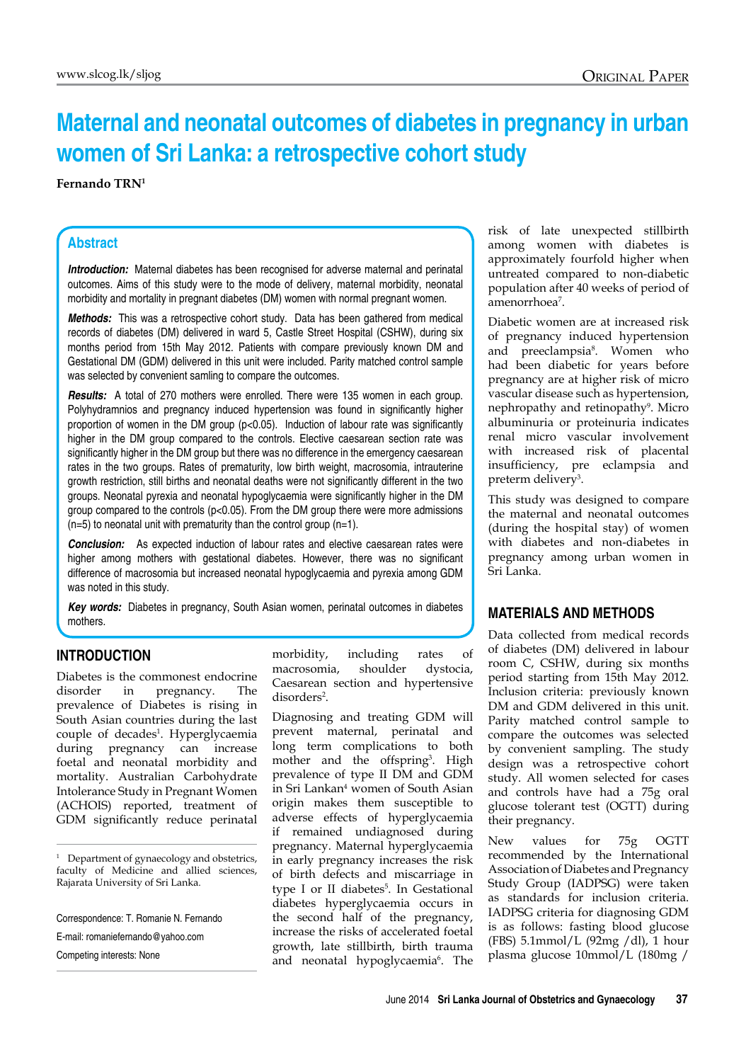# Maternal and neonatal outcomes of diabetes in pregnancy in urban women of Sri Lanka: a retrospective cohort study

**Fernando TRN**[1]

## Abstract

***Introduction:*** Maternal diabetes has been recognised for adverse maternal and perinatal outcomes. Aims of this study were to the mode of delivery, maternal morbidity, neonatal morbidity and mortality in pregnant diabetes (DM) women with normal pregnant women.

***Methods:*** This was a retrospective cohort study. Data has been gathered from medical records of diabetes (DM) delivered in ward 5, Castle Street Hospital (CSHW), during six months period from 15th May 2012. Patients with compare previously known DM and Gestational DM (GDM) delivered in this unit were included. Parity matched control sample was selected by convenient samling to compare the outcomes.

***Results:*** A total of 270 mothers were enrolled. There were 135 women in each group. Polyhydramnios and pregnancy induced hypertension was found in significantly higher proportion of women in the DM group ($p<0.05$). Induction of labour rate was significantly higher in the DM group compared to the controls. Elective caesarean section rate was significantly higher in the DM group but there was no difference in the emergency caesarean rates in the two groups. Rates of prematurity, low birth weight, macrosomia, intrauterine growth restriction, still births and neonatal deaths were not significantly different in the two groups. Neonatal pyrexia and neonatal hypoglycaemia were significantly higher in the DM group compared to the controls ($p<0.05$). From the DM group there were more admissions (n=5) to neonatal unit with prematurity than the control group (n=1).

***Conclusion:*** As expected induction of labour rates and elective caesarean rates were higher among mothers with gestational diabetes. However, there was no significant difference of macrosomia but increased neonatal hypoglycaemia and pyrexia among GDM was noted in this study.

***Key words:*** Diabetes in pregnancy, South Asian women, perinatal outcomes in diabetes mothers.

## INTRODUCTION

Diabetes is the commonest endocrine disorder in pregnancy. The prevalence of Diabetes is rising in South Asian countries during the last couple of decades[1]. Hyperglycaemia during pregnancy can increase foetal and neonatal morbidity and mortality. Australian Carbohydrate Intolerance Study in Pregnant Women (ACHOIS) reported, treatment of GDM significantly reduce perinatal morbidity, including rates of macrosomia, shoulder dystocia, Caesarean section and hypertensive disorders[2].

Diagnosing and treating GDM will prevent maternal, perinatal and long term complications to both mother and the offspring[3]. High prevalence of type II DM and GDM in Sri Lankan[4] women of South Asian origin makes them susceptible to adverse effects of hyperglycaemia if remained undiagnosed during pregnancy. Maternal hyperglycaemia in early pregnancy increases the risk of birth defects and miscarriage in type I or II diabetes[5]. In Gestational diabetes hyperglycaemia occurs in the second half of the pregnancy, increase the risks of accelerated foetal growth, late stillbirth, birth trauma and neonatal hypoglycaemia[6]. The risk of late unexpected stillbirth among women with diabetes is approximately fourfold higher when untreated compared to non-diabetic population after 40 weeks of period of amenorrhoea[7].

Diabetic women are at increased risk of pregnancy induced hypertension and preeclampsia[8]. Women who had been diabetic for years before pregnancy are at higher risk of micro vascular disease such as hypertension, nephropathy and retinopathy[9]. Micro albuminuria or proteinuria indicates renal micro vascular involvement with increased risk of placental insufficiency, pre eclampsia and preterm delivery[3].

This study was designed to compare the maternal and neonatal outcomes (during the hospital stay) of women with diabetes and non-diabetes in pregnancy among urban women in Sri Lanka.

## MATERIALS AND METHODS

Data collected from medical records of diabetes (DM) delivered in labour room C, CSHW, during six months period starting from 15th May 2012. Inclusion criteria: previously known DM and GDM delivered in this unit. Parity matched control sample to compare the outcomes was selected by convenient sampling. The study design was a retrospective cohort study. All women selected for cases and controls have had a 75g oral glucose tolerant test (OGTT) during their pregnancy.

New values for 75g OGTT recommended by the International Association of Diabetes and Pregnancy Study Group (IADPSG) were taken as standards for inclusion criteria. IADPSG criteria for diagnosing GDM is as follows: fasting blood glucose (FBS) 5.1mmol/L (92mg /dl), 1 hour plasma glucose 10mmol/L (180mg /

---

[1] Department of gynaecology and obstetrics, faculty of Medicine and allied sciences, Rajarata University of Sri Lanka.

Correspondence: T. Romanie N. Fernando

E-mail: romaniefernando@yahoo.com

Competing interests: None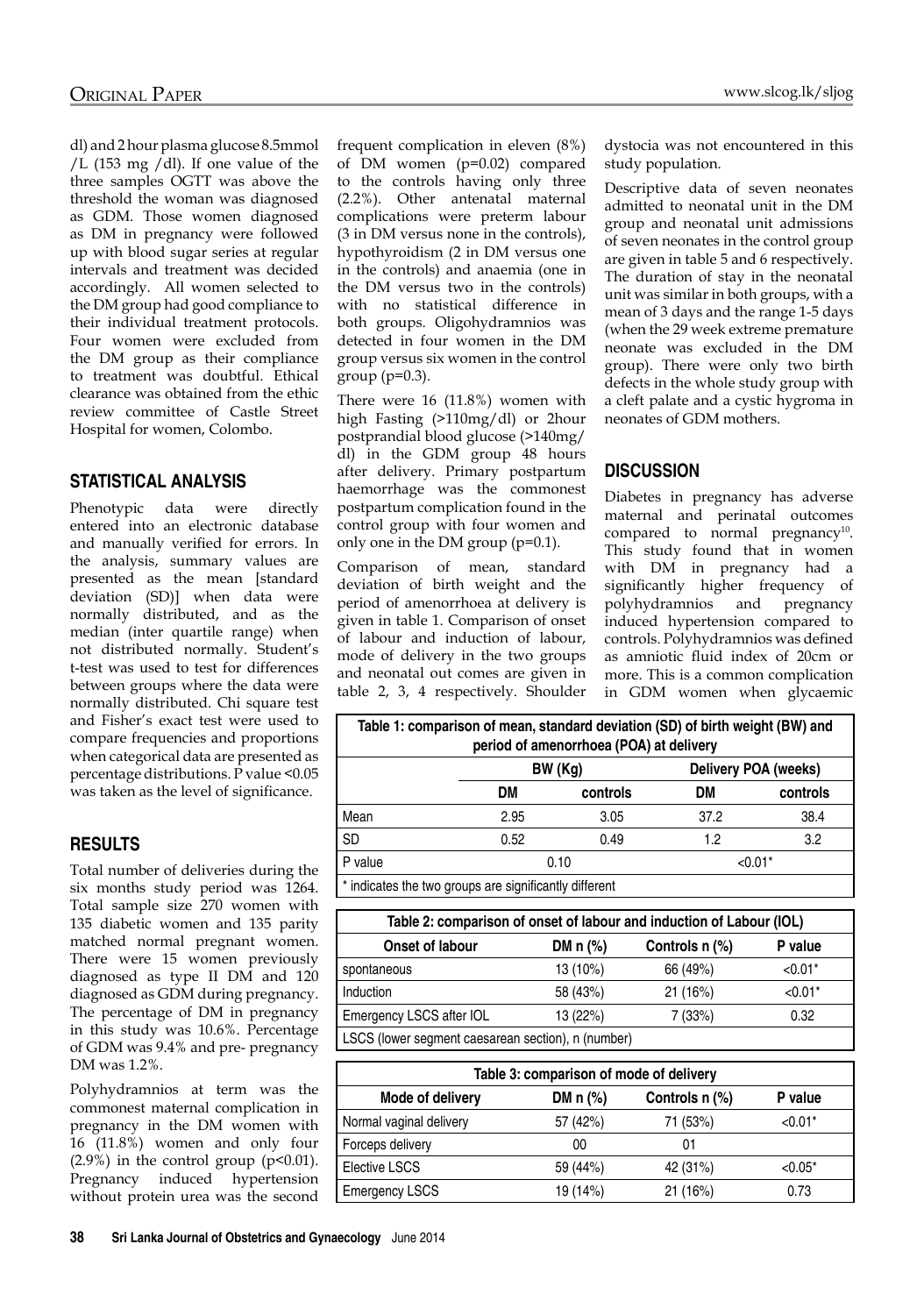dl) and 2 hour plasma glucose 8.5mmol /L (153 mg /dl). If one value of the three samples OGTT was above the threshold the woman was diagnosed as GDM. Those women diagnosed as DM in pregnancy were followed up with blood sugar series at regular intervals and treatment was decided accordingly. All women selected to the DM group had good compliance to their individual treatment protocols. Four women were excluded from the DM group as their compliance to treatment was doubtful. Ethical clearance was obtained from the ethic review committee of Castle Street Hospital for women, Colombo.

## STATISTICAL ANALYSIS

Phenotypic data were directly entered into an electronic database and manually verified for errors. In the analysis, summary values are presented as the mean [standard deviation (SD)] when data were normally distributed, and as the median (inter quartile range) when not distributed normally. Student's t-test was used to test for differences between groups where the data were normally distributed. Chi square test and Fisher's exact test were used to compare frequencies and proportions when categorical data are presented as percentage distributions. P value <0.05 was taken as the level of significance.

## RESULTS

Total number of deliveries during the six months study period was 1264. Total sample size 270 women with 135 diabetic women and 135 parity matched normal pregnant women. There were 15 women previously diagnosed as type II DM and 120 diagnosed as GDM during pregnancy. The percentage of DM in pregnancy in this study was 10.6%. Percentage of GDM was 9.4% and pre- pregnancy DM was 1.2%.

Polyhydramnios at term was the commonest maternal complication in pregnancy in the DM women with 16 (11.8%) women and only four (2.9%) in the control group (p<0.01). Pregnancy induced hypertension without protein urea was the second frequent complication in eleven (8%) of DM women (p=0.02) compared to the controls having only three (2.2%). Other antenatal maternal complications were preterm labour (3 in DM versus none in the controls), hypothyroidism (2 in DM versus one in the controls) and anaemia (one in the DM versus two in the controls) with no statistical difference in both groups. Oligohydramnios was detected in four women in the DM group versus six women in the control group (p=0.3).

There were 16 (11.8%) women with high Fasting (>110mg/dl) or 2hour postprandial blood glucose (>140mg/dl) in the GDM group 48 hours after delivery. Primary postpartum haemorrhage was the commonest postpartum complication found in the control group with four women and only one in the DM group (p=0.1).

Comparison of mean, standard deviation of birth weight and the period of amenorrhoea at delivery is given in table 1. Comparison of onset of labour and induction of labour, mode of delivery in the two groups and neonatal out comes are given in table 2, 3, 4 respectively. Shoulder dystocia was not encountered in this study population.

Descriptive data of seven neonates admitted to neonatal unit in the DM group and neonatal unit admissions of seven neonates in the control group are given in table 5 and 6 respectively. The duration of stay in the neonatal unit was similar in both groups, with a mean of 3 days and the range 1-5 days (when the 29 week extreme premature neonate was excluded in the DM group). There were only two birth defects in the whole study group with a cleft palate and a cystic hygroma in neonates of GDM mothers.

## DISCUSSION

Diabetes in pregnancy has adverse maternal and perinatal outcomes compared to normal pregnancy[10]. This study found that in women with DM in pregnancy had a significantly higher frequency of polyhydramnios and pregnancy induced hypertension compared to controls. Polyhydramnios was defined as amniotic fluid index of 20cm or more. This is a common complication in GDM women when glycaemic

**Table 1: comparison of mean, standard deviation (SD) of birth weight (BW) and period of amenorrhoea (POA) at delivery**

| | BW (Kg) | | Delivery POA (weeks) | |
|---|---|---|---|---|
| | DM | controls | DM | controls |
| Mean | 2.95 | 3.05 | 37.2 | 38.4 |
| SD | 0.52 | 0.49 | 1.2 | 3.2 |
| P value | 0.10 | | <0.01* | |

\* indicates the two groups are significantly different

**Table 2: comparison of onset of labour and induction of Labour (IOL)**

| Onset of labour | DM n (%) | Controls n (%) | P value |
|---|---|---|---|
| spontaneous | 13 (10%) | 66 (49%) | <0.01* |
| Induction | 58 (43%) | 21 (16%) | <0.01* |
| Emergency LSCS after IOL | 13 (22%) | 7 (33%) | 0.32 |

LSCS (lower segment caesarean section), n (number)

**Table 3: comparison of mode of delivery**

| Mode of delivery | DM n (%) | Controls n (%) | P value |
|---|---|---|---|
| Normal vaginal delivery | 57 (42%) | 71 (53%) | <0.01* |
| Forceps delivery | 00 | 01 | |
| Elective LSCS | 59 (44%) | 42 (31%) | <0.05* |
| Emergency LSCS | 19 (14%) | 21 (16%) | 0.73 |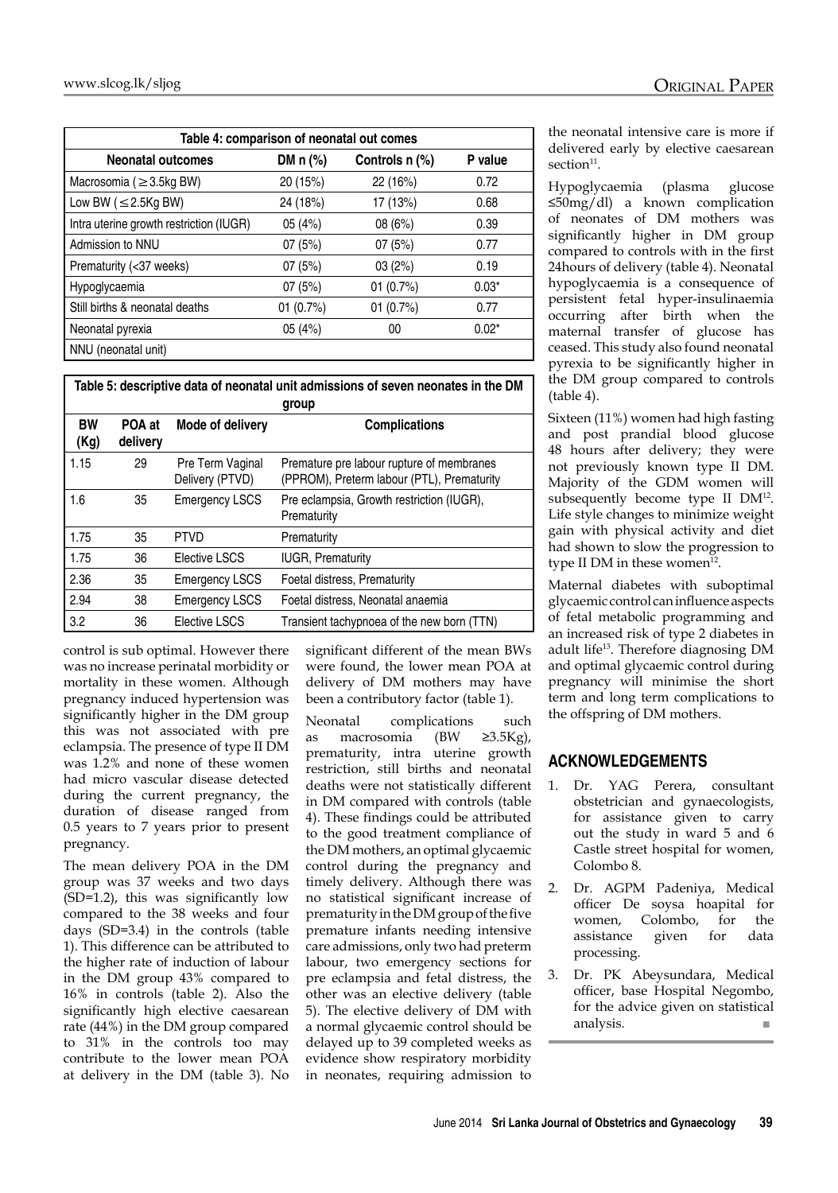| Table 4: comparison of neonatal out comes | | | |
|---|---|---|---|
| **Neonatal outcomes** | **DM n (%)** | **Controls n (%)** | **P value** |
| Macrosomia ( ≥ 3.5kg BW) | 20 (15%) | 22 (16%) | 0.72 |
| Low BW ( ≤ 2.5Kg BW) | 24 (18%) | 17 (13%) | 0.68 |
| Intra uterine growth restriction (IUGR) | 05 (4%) | 08 (6%) | 0.39 |
| Admission to NNU | 07 (5%) | 07 (5%) | 0.77 |
| Prematurity (<37 weeks) | 07 (5%) | 03 (2%) | 0.19 |
| Hypoglycaemia | 07 (5%) | 01 (0.7%) | 0.03* |
| Still births & neonatal deaths | 01 (0.7%) | 01 (0.7%) | 0.77 |
| Neonatal pyrexia | 05 (4%) | 00 | 0.02* |
| NNU (neonatal unit) | | | |

| Table 5: descriptive data of neonatal unit admissions of seven neonates in the DM group | | | |
|---|---|---|---|
| **BW (Kg)** | **POA at delivery** | **Mode of delivery** | **Complications** |
| 1.15 | 29 | Pre Term Vaginal Delivery (PTVD) | Premature pre labour rupture of membranes (PPROM), Preterm labour (PTL), Prematurity |
| 1.6 | 35 | Emergency LSCS | Pre eclampsia, Growth restriction (IUGR), Prematurity |
| 1.75 | 35 | PTVD | Prematurity |
| 1.75 | 36 | Elective LSCS | IUGR, Prematurity |
| 2.36 | 35 | Emergency LSCS | Foetal distress, Prematurity |
| 2.94 | 38 | Emergency LSCS | Foetal distress, Neonatal anaemia |
| 3.2 | 36 | Elective LSCS | Transient tachypnoea of the new born (TTN) |

control is sub optimal. However there was no increase perinatal morbidity or mortality in these women. Although pregnancy induced hypertension was significantly higher in the DM group this was not associated with pre eclampsia. The presence of type II DM was 1.2% and none of these women had micro vascular disease detected during the current pregnancy, the duration of disease ranged from 0.5 years to 7 years prior to present pregnancy.

The mean delivery POA in the DM group was 37 weeks and two days (SD=1.2), this was significantly low compared to the 38 weeks and four days (SD=3.4) in the controls (table 1). This difference can be attributed to the higher rate of induction of labour in the DM group 43% compared to 16% in controls (table 2). Also the significantly high elective caesarean rate (44%) in the DM group compared to 31% in the controls too may contribute to the lower mean POA at delivery in the DM (table 3). No significant different of the mean BWs were found, the lower mean POA at delivery of DM mothers may have been a contributory factor (table 1).

Neonatal complications such as macrosomia (BW ≥3.5Kg), prematurity, intra uterine growth restriction, still births and neonatal deaths were not statistically different in DM compared with controls (table 4). These findings could be attributed to the good treatment compliance of the DM mothers, an optimal glycaemic control during the pregnancy and timely delivery. Although there was no statistical significant increase of prematurity in the DM group of the five premature infants needing intensive care admissions, only two had preterm labour, two emergency sections for pre eclampsia and fetal distress, the other was an elective delivery (table 5). The elective delivery of DM with a normal glycaemic control should be delayed up to 39 completed weeks as evidence show respiratory morbidity in neonates, requiring admission to the neonatal intensive care is more if delivered early by elective caesarean section[11].

Hypoglycaemia (plasma glucose ≤50mg/dl) a known complication of neonates of DM mothers was significantly higher in DM group compared to controls with in the first 24hours of delivery (table 4). Neonatal hypoglycaemia is a consequence of persistent fetal hyper-insulinaemia occurring after birth when the maternal transfer of glucose has ceased. This study also found neonatal pyrexia to be significantly higher in the DM group compared to controls (table 4).

Sixteen (11%) women had high fasting and post prandial blood glucose 48 hours after delivery; they were not previously known type II DM. Majority of the GDM women will subsequently become type II DM[12]. Life style changes to minimize weight gain with physical activity and diet had shown to slow the progression to type II DM in these women[12].

Maternal diabetes with suboptimal glycaemic control can influence aspects of fetal metabolic programming and an increased risk of type 2 diabetes in adult life[13]. Therefore diagnosing DM and optimal glycaemic control during pregnancy will minimise the short term and long term complications to the offspring of DM mothers.

## ACKNOWLEDGEMENTS

1. Dr. YAG Perera, consultant obstetrician and gynaecologists, for assistance given to carry out the study in ward 5 and 6 Castle street hospital for women, Colombo 8.
2. Dr. AGPM Padeniya, Medical officer De soysa hoapital for women, Colombo, for the assistance given for data processing.
3. Dr. PK Abeysundara, Medical officer, base Hospital Negombo, for the advice given on statistical analysis.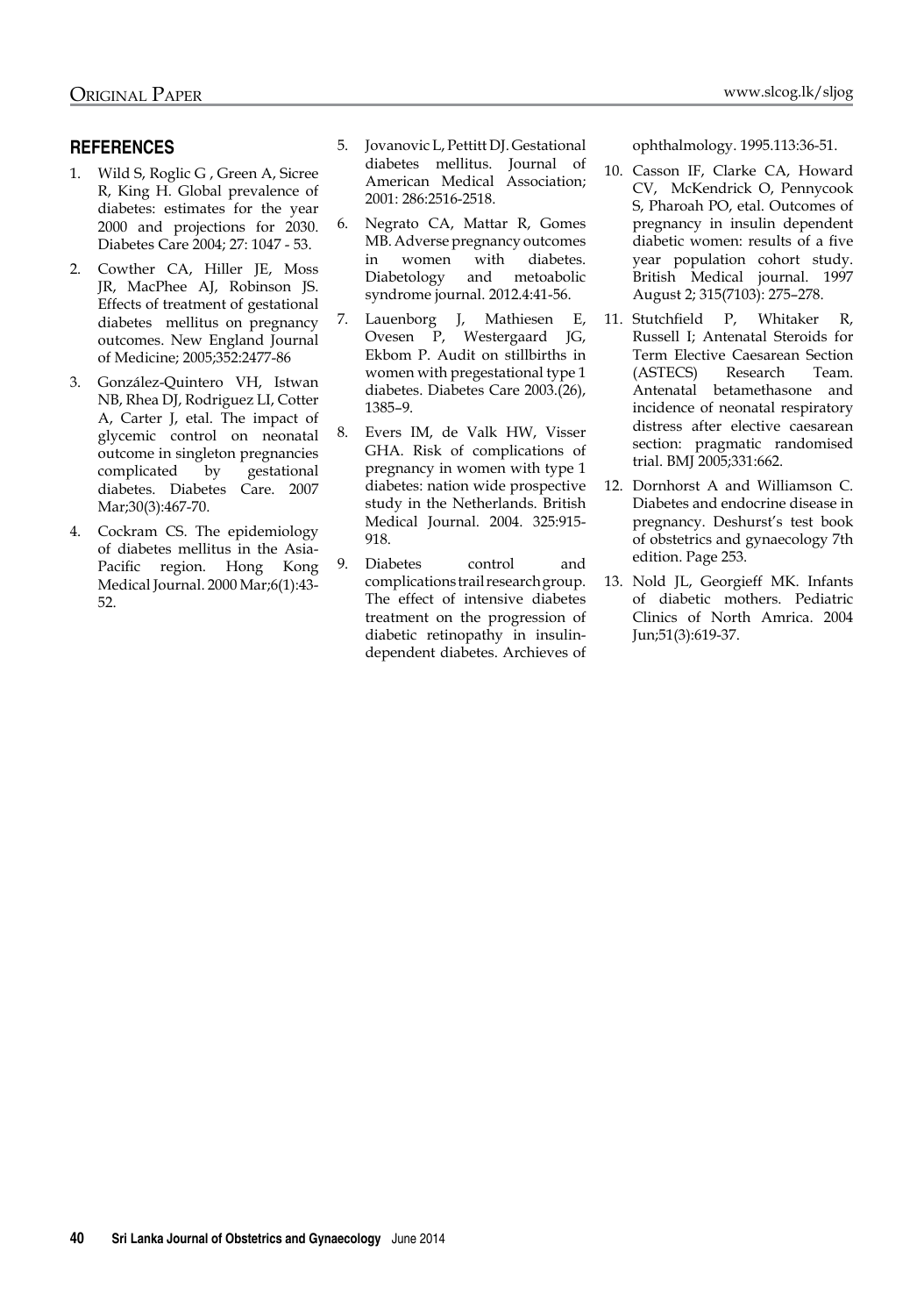## REFERENCES

1. Wild S, Roglic G , Green A, Sicree R, King H. Global prevalence of diabetes: estimates for the year 2000 and projections for 2030. Diabetes Care 2004; 27: 1047 - 53.
2. Cowther CA, Hiller JE, Moss JR, MacPhee AJ, Robinson JS. Effects of treatment of gestational diabetes mellitus on pregnancy outcomes. New England Journal of Medicine; 2005;352:2477-86
3. González-Quintero VH, Istwan NB, Rhea DJ, Rodriguez LI, Cotter A, Carter J, etal. The impact of glycemic control on neonatal outcome in singleton pregnancies complicated by gestational diabetes. Diabetes Care. 2007 Mar;30(3):467-70.
4. Cockram CS. The epidemiology of diabetes mellitus in the Asia-Pacific region. Hong Kong Medical Journal. 2000 Mar;6(1):43-52.
5. Jovanovic L, Pettitt DJ. Gestational diabetes mellitus. Journal of American Medical Association; 2001: 286:2516-2518.
6. Negrato CA, Mattar R, Gomes MB. Adverse pregnancy outcomes in women with diabetes. Diabetology and metoabolic syndrome journal. 2012.4:41-56.
7. Lauenborg J, Mathiesen E, Ovesen P, Westergaard JG, Ekbom P. Audit on stillbirths in women with pregestational type 1 diabetes. Diabetes Care 2003.(26), 1385–9.
8. Evers IM, de Valk HW, Visser GHA. Risk of complications of pregnancy in women with type 1 diabetes: nation wide prospective study in the Netherlands. British Medical Journal. 2004. 325:915-918.
9. Diabetes control and complications trail research group. The effect of intensive diabetes treatment on the progression of diabetic retinopathy in insulin-dependent diabetes. Archieves of ophthalmology. 1995.113:36-51.
10. Casson IF, Clarke CA, Howard CV, McKendrick O, Pennycook S, Pharoah PO, etal. Outcomes of pregnancy in insulin dependent diabetic women: results of a five year population cohort study. British Medical journal. 1997 August 2; 315(7103): 275–278.
11. Stutchfield P, Whitaker R, Russell I; Antenatal Steroids for Term Elective Caesarean Section (ASTECS) Research Team. Antenatal betamethasone and incidence of neonatal respiratory distress after elective caesarean section: pragmatic randomised trial. BMJ 2005;331:662.
12. Dornhorst A and Williamson C. Diabetes and endocrine disease in pregnancy. Deshurst's test book of obstetrics and gynaecology 7th edition. Page 253.
13. Nold JL, Georgieff MK. Infants of diabetic mothers. Pediatric Clinics of North Amrica. 2004 Jun;51(3):619-37.